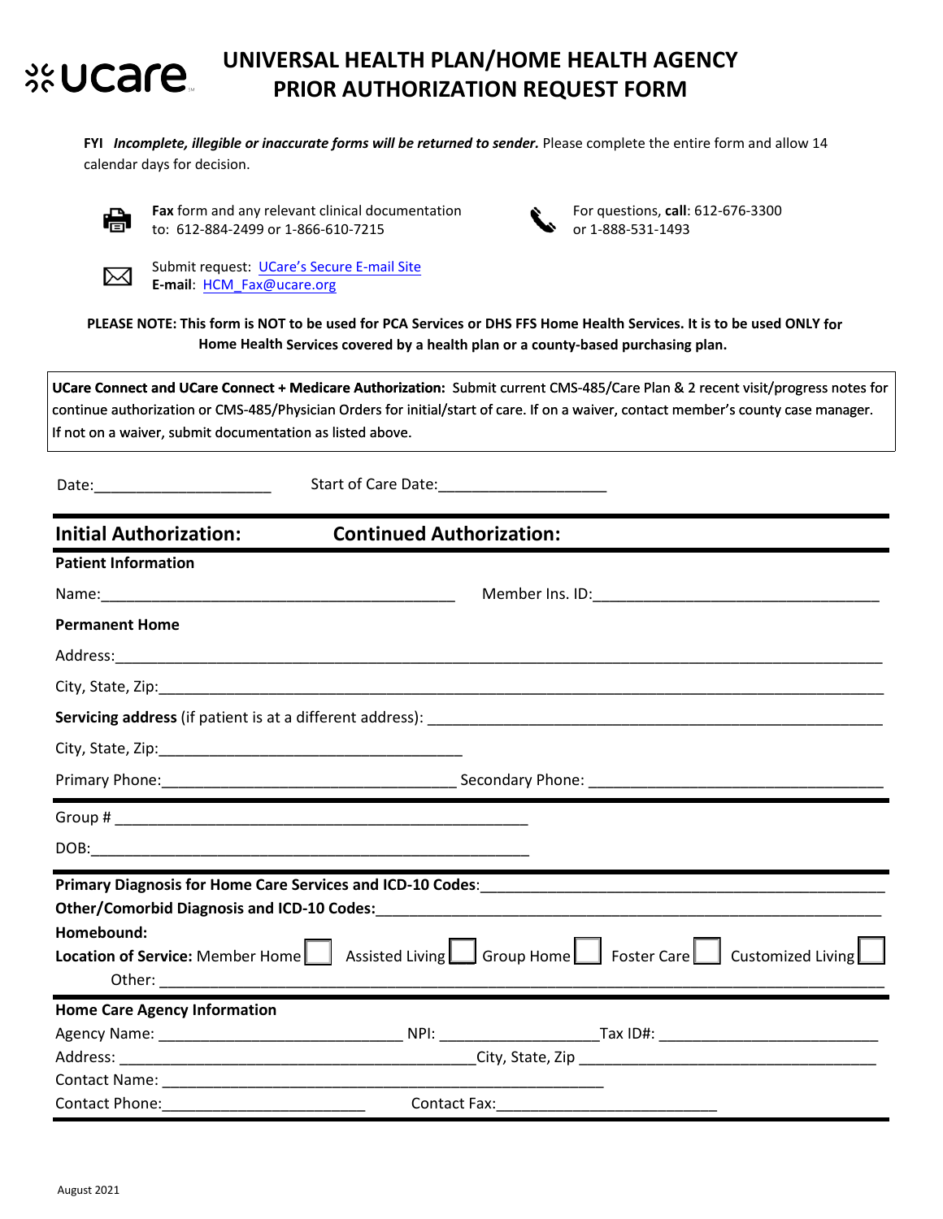# UNIVERSAL HEALTH PLAN/HOME HEALTH AGENCY PRIOR AUTHORIZATION REQUEST FORM

**FYI** ***Incomplete, illegible or inaccurate forms will be returned to sender.*** Please complete the entire form and allow 14 calendar days for decision.

**Fax** form and any relevant clinical documentation to: 612-884-2499 or 1-866-610-7215

For questions, **call**: 612-676-3300 or 1-888-531-1493

Submit request: UCare's Secure E-mail Site
**E-mail**: HCM_Fax@ucare.org

**PLEASE NOTE: This form is NOT to be used for PCA Services or DHS FFS Home Health Services. It is to be used ONLY for Home Health Services covered by a health plan or a county-based purchasing plan.**

**UCare Connect and UCare Connect + Medicare Authorization:** Submit current CMS-485/Care Plan & 2 recent visit/progress notes for continue authorization or CMS-485/Physician Orders for initial/start of care. If on a waiver, contact member's county case manager. If not on a waiver, submit documentation as listed above.

Date:____________________ Start of Care Date:___________________

## Initial Authorization: Continued Authorization:

**Patient Information**

Name:________________________________________ Member Ins. ID:________________________________

**Permanent Home**

Address:_____________________________________________________________________________

City, State, Zip:________________________________________________________________________

**Servicing address** (if patient is at a different address): ________________________________________

City, State, Zip:__________________________________

Primary Phone:_________________________________ Secondary Phone: _________________________________

Group # ______________________________________________

DOB:_________________________________________________

**Primary Diagnosis for Home Care Services and ICD-10 Codes:**_____________________________________________

**Other/Comorbid Diagnosis and ICD-10 Codes:**_____________________________________________________

**Homebound:**

**Location of Service:** Member Home ☐ Assisted Living ☐ Group Home ☐ Foster Care ☐ Customized Living ☐

Other: ___________________________________________________________________________

**Home Care Agency Information**

Agency Name: ___________________________ NPI: _________________Tax ID#: ________________________

Address: ________________________________________City, State, Zip __________________________________

Contact Name: ___________________________________________________

Contact Phone:______________________ Contact Fax:________________________

August 2021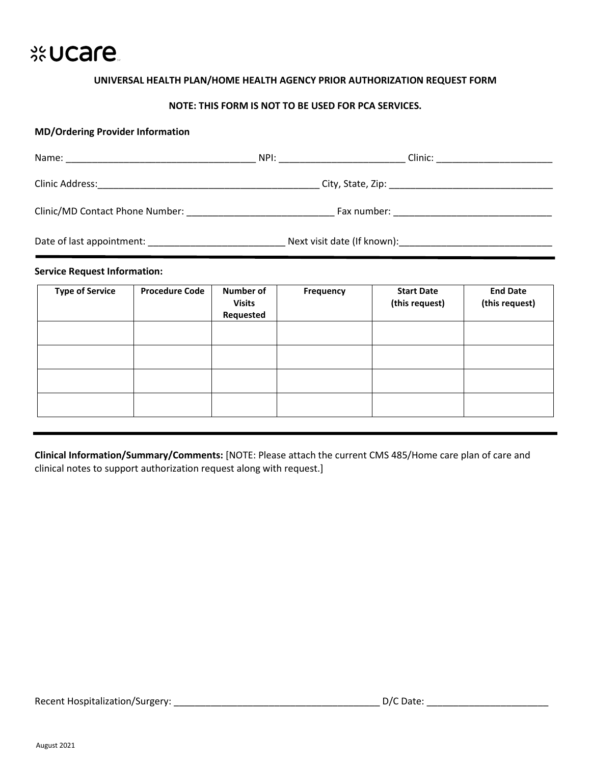ucare

**UNIVERSAL HEALTH PLAN/HOME HEALTH AGENCY PRIOR AUTHORIZATION REQUEST FORM**

**NOTE: THIS FORM IS NOT TO BE USED FOR PCA SERVICES.**

**MD/Ordering Provider Information**

Name: ___________________________________ NPI: _______________________ Clinic: _____________________

Clinic Address:_________________________________________ City, State, Zip: ______________________________

Clinic/MD Contact Phone Number: ____________________________ Fax number: ______________________________

Date of last appointment: _________________________ Next visit date (If known):____________________________

**Service Request Information:**

| Type of Service | Procedure Code | Number of Visits Requested | Frequency | Start Date (this request) | End Date (this request) |
|---|---|---|---|---|---|
| | | | | | |
| | | | | | |
| | | | | | |
| | | | | | |

**Clinical Information/Summary/Comments:** [NOTE: Please attach the current CMS 485/Home care plan of care and clinical notes to support authorization request along with request.]

Recent Hospitalization/Surgery: _______________________________________ D/C Date: ______________________

August 2021